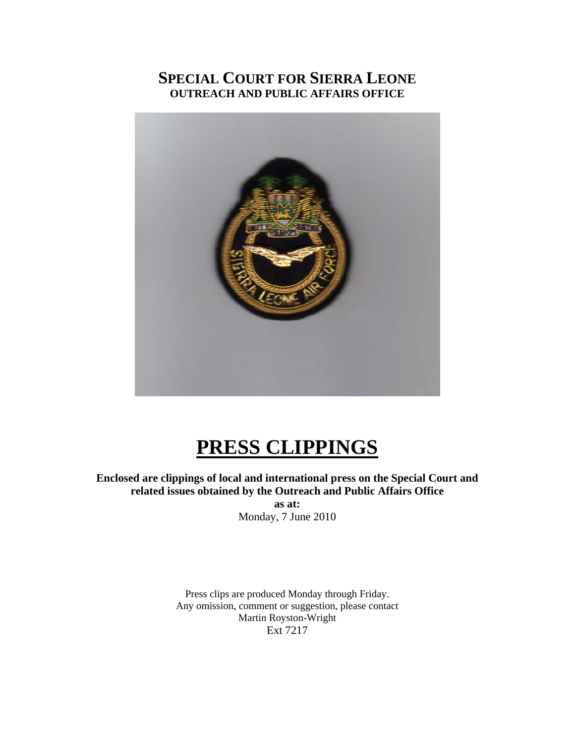# SPECIAL COURT FOR SIERRA LEONE
## OUTREACH AND PUBLIC AFFAIRS OFFICE

# PRESS CLIPPINGS

**Enclosed are clippings of local and international press on the Special Court and related issues obtained by the Outreach and Public Affairs Office**

**as at:**

Monday, 7 June 2010

Press clips are produced Monday through Friday.
Any omission, comment or suggestion, please contact
Martin Royston-Wright
Ext 7217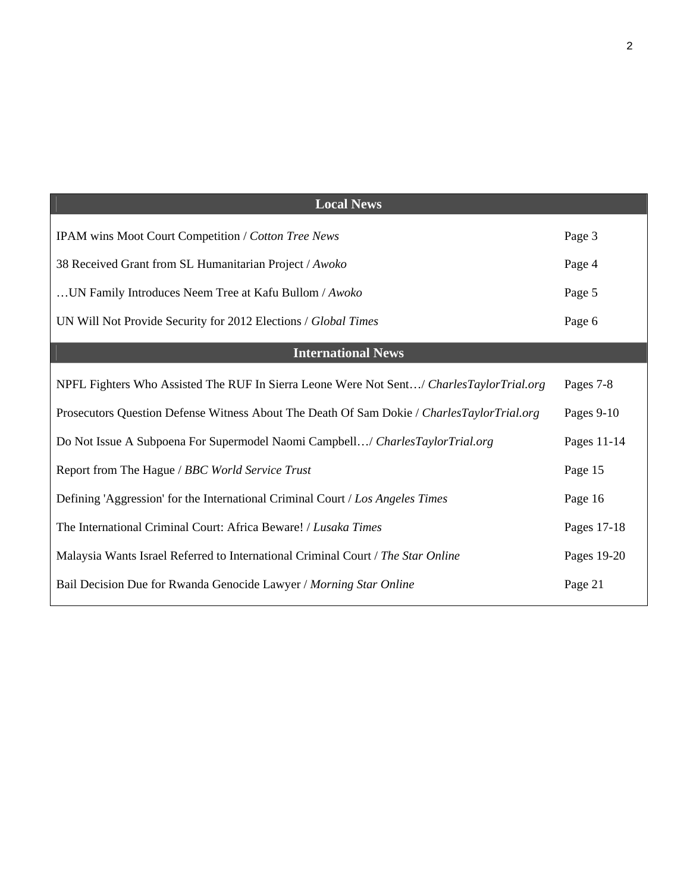| Local News | |
|---|---|
| IPAM wins Moot Court Competition / *Cotton Tree News* | Page 3 |
| 38 Received Grant from SL Humanitarian Project / *Awoko* | Page 4 |
| …UN Family Introduces Neem Tree at Kafu Bullom / *Awoko* | Page 5 |
| UN Will Not Provide Security for 2012 Elections / *Global Times* | Page 6 |
| **International News** | |
| NPFL Fighters Who Assisted The RUF In Sierra Leone Were Not Sent…/ *CharlesTaylorTrial.org* | Pages 7-8 |
| Prosecutors Question Defense Witness About The Death Of Sam Dokie / *CharlesTaylorTrial.org* | Pages 9-10 |
| Do Not Issue A Subpoena For Supermodel Naomi Campbell…/ *CharlesTaylorTrial.org* | Pages 11-14 |
| Report from The Hague / *BBC World Service Trust* | Page 15 |
| Defining 'Aggression' for the International Criminal Court / *Los Angeles Times* | Page 16 |
| The International Criminal Court: Africa Beware! / *Lusaka Times* | Pages 17-18 |
| Malaysia Wants Israel Referred to International Criminal Court / *The Star Online* | Pages 19-20 |
| Bail Decision Due for Rwanda Genocide Lawyer / *Morning Star Online* | Page 21 |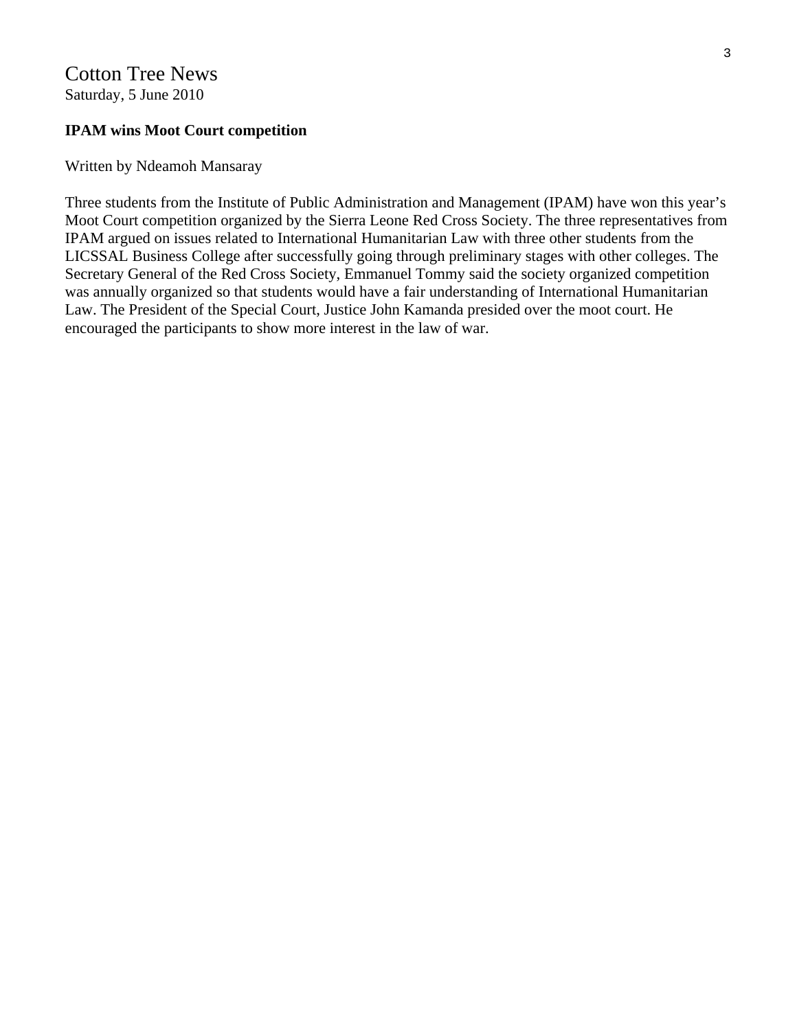# Cotton Tree News

Saturday, 5 June 2010

**IPAM wins Moot Court competition**

Written by Ndeamoh Mansaray

Three students from the Institute of Public Administration and Management (IPAM) have won this year's Moot Court competition organized by the Sierra Leone Red Cross Society. The three representatives from IPAM argued on issues related to International Humanitarian Law with three other students from the LICSSAL Business College after successfully going through preliminary stages with other colleges. The Secretary General of the Red Cross Society, Emmanuel Tommy said the society organized competition was annually organized so that students would have a fair understanding of International Humanitarian Law. The President of the Special Court, Justice John Kamanda presided over the moot court. He encouraged the participants to show more interest in the law of war.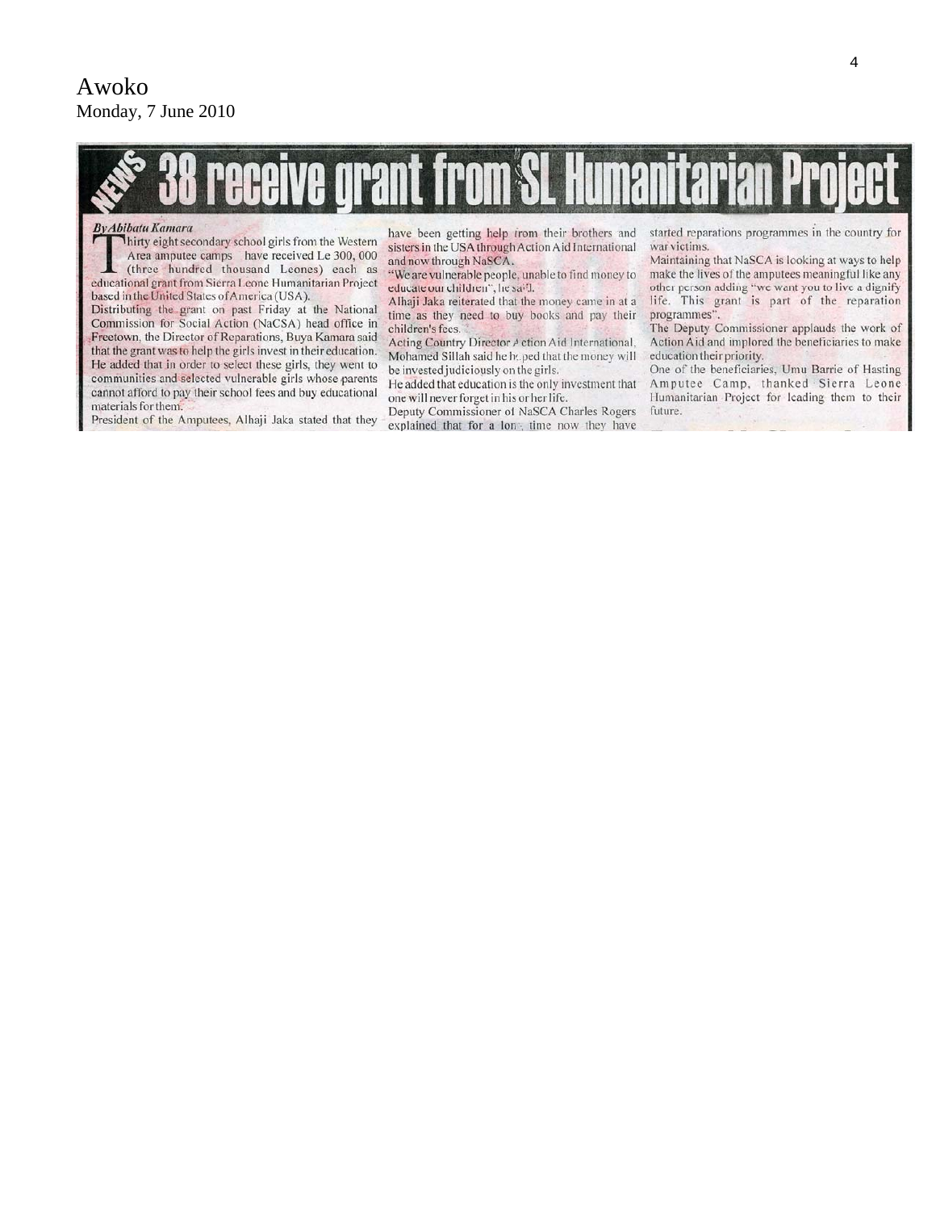Awoko
Monday, 7 June 2010

# 38 receive grant from SL Humanitarian Project

*By Abibatu Kamara*

Thirty eight secondary school girls from the Western Area amputee camps have received Le 300, 000 (three hundred thousand Leones) each as educational grant from Sierra Leone Humanitarian Project based in the United States of America (USA).

Distributing the grant on past Friday at the National Commission for Social Action (NaCSA) head office in Freetown, the Director of Reparations, Buya Kamara said that the grant was to help the girls invest in their education. He added that in order to select these girls, they went to communities and selected vulnerable girls whose parents cannot afford to pay their school fees and buy educational materials for them.

President of the Amputees, Alhaji Jaka stated that they have been getting help from their brothers and sisters in the USA through Action Aid International and now through NaSCA.

"We are vulnerable people, unable to find money to educate our children", he said.

Alhaji Jaka reiterated that the money came in at a time as they need to buy books and pay their children's fees.

Acting Country Director Action Aid International, Mohamed Sillah said he hoped that the money will be invested judiciously on the girls.

He added that education is the only investment that one will never forget in his or her life.

Deputy Commissioner of NaSCA Charles Rogers explained that for a long time now they have started reparations programmes in the country for war victims.

Maintaining that NaSCA is looking at ways to help make the lives of the amputees meaningful like any other person adding "we want you to live a dignify life. This grant is part of the reparation programmes".

The Deputy Commissioner applauds the work of Action Aid and implored the beneficiaries to make education their priority.

One of the beneficiaries, Umu Barrie of Hasting Amputee Camp, thanked Sierra Leone Humanitarian Project for leading them to their future.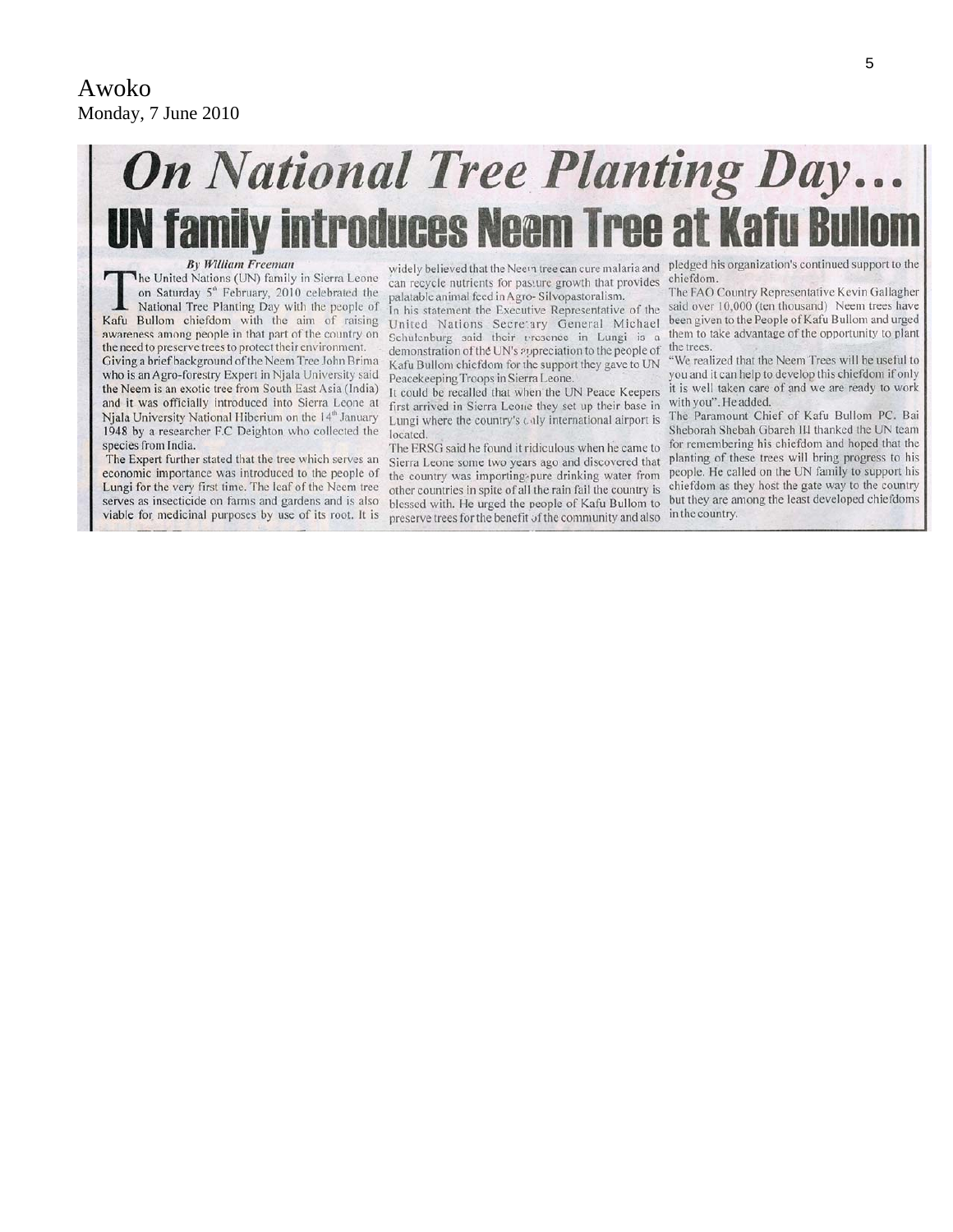Awoko
Monday, 7 June 2010

# On National Tree Planting Day…

# UN family introduces Neem Tree at Kafu Bullom

***By William Freeman***

The United Nations (UN) family in Sierra Leone on Saturday 5th February, 2010 celebrated the National Tree Planting Day with the people of Kafu Bullom chiefdom with the aim of raising awareness among people in that part of the country on the need to preserve trees to protect their environment.

Giving a brief background of the Neem Tree John Brima who is an Agro-forestry Expert in Njala University said the Neem is an exotic tree from South East Asia (India) and it was officially introduced into Sierra Leone at Njala University National Hiberium on the 14th January 1948 by a researcher F.C Deighton who collected the species from India.

The Expert further stated that the tree which serves an economic importance was introduced to the people of Lungi for the very first time. The leaf of the Neem tree serves as insecticide on farms and gardens and is also viable for medicinal purposes by use of its root. It is widely believed that the Neem tree can cure malaria and can recycle nutrients for pasture growth that provides palatable animal feed in Agro- Silvopastoralism.

In his statement the Executive Representative of the United Nations Secretary General Michael Schulenburg said their presence in Lungi is a demonstration of the UN's appreciation to the people of Kafu Bullom chiefdom for the support they gave to UN Peacekeeping Troops in Sierra Leone.

It could be recalled that when the UN Peace Keepers first arrived in Sierra Leone they set up their base in Lungi where the country's only international airport is located.

The ERSG said he found it ridiculous when he came to Sierra Leone some two years ago and discovered that the country was importing pure drinking water from other countries in spite of all the rain fall the country is blessed with. He urged the people of Kafu Bullom to preserve trees for the benefit of the community and also pledged his organization's continued support to the chiefdom.

The FAO Country Representative Kevin Gallagher said over 10,000 (ten thousand) Neem trees have been given to the People of Kafu Bullom and urged them to take advantage of the opportunity to plant the trees.

"We realized that the Neem Trees will be useful to you and it can help to develop this chiefdom if only it is well taken care of and we are ready to work with you". He added.

The Paramount Chief of Kafu Bullom PC. Bai Sheborah Shebah Gbareh III thanked the UN team for remembering his chiefdom and hoped that the planting of these trees will bring progress to his people. He called on the UN family to support his chiefdom as they host the gate way to the country but they are among the least developed chiefdoms in the country.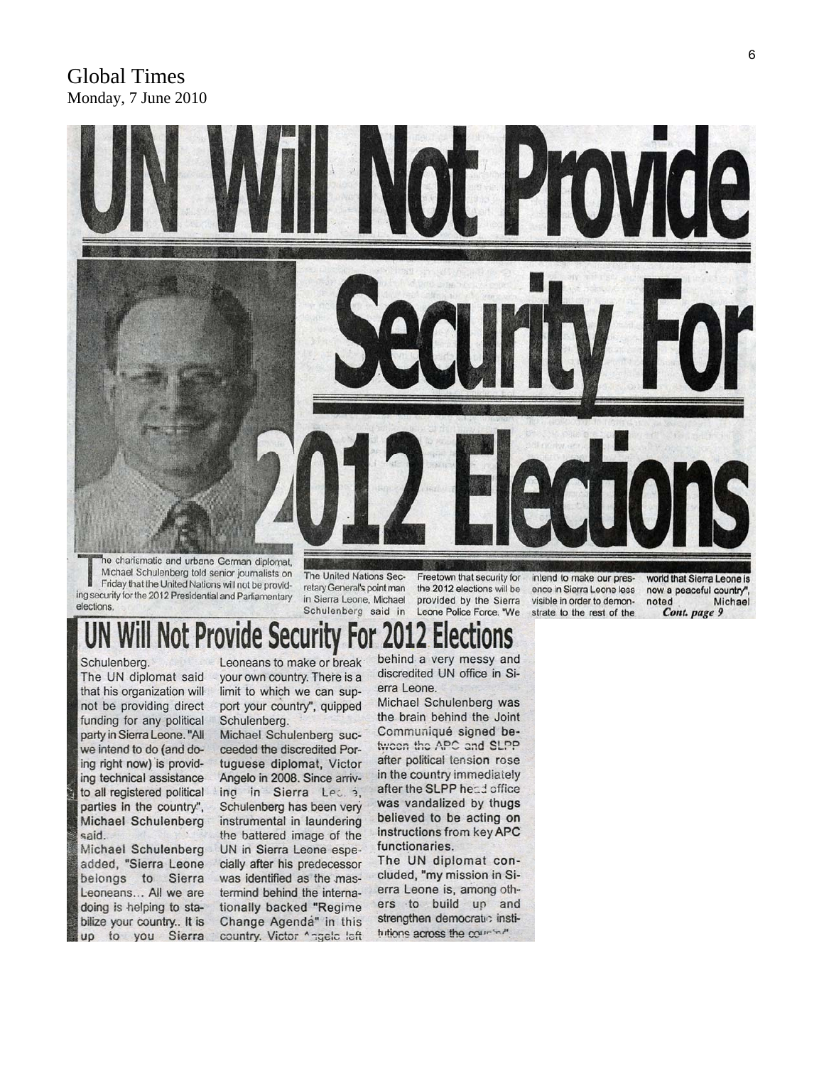Global Times
Monday, 7 June 2010

# UN Will Not Provide Security For 2012 Elections

The charismatic and urbane German diplomat, Michael Schulenberg told senior journalists on Friday that the United Nations will not be providing security for the 2012 Presidential and Parliamentary elections.

The United Nations Secretary General's point man in Sierra Leone, Michael Schulenberg said in Freetown that security for the 2012 elections will be provided by the Sierra Leone Police Force. "We intend to make our presence in Sierra Leone less visible in order to demonstrate to the rest of the world that Sierra Leone is now a peaceful country", noted Michael

*Cont. page 9*

## UN Will Not Provide Security For 2012 Elections

Schulenberg.

The UN diplomat said that his organization will not be providing direct funding for any political party in Sierra Leone. "All we intend to do (and doing right now) is providing technical assistance to all registered political parties in the country", Michael Schulenberg said.

Michael Schulenberg added, "Sierra Leone belongs to Sierra Leoneans... All we are doing is helping to stabilize your country.. It is up to you Sierra Leoneans to make or break your own country. There is a limit to which we can support your country", quipped Schulenberg.

Michael Schulenberg succeeded the discredited Portuguese diplomat, Victor Angelo in 2008. Since arriving in Sierra Leone, Schulenberg has been very instrumental in laundering the battered image of the UN in Sierra Leone especially after his predecessor was identified as the mastermind behind the internationally backed "Regime Change Agenda" in this country. Victor Angelo left behind a very messy and discredited UN office in Sierra Leone.

Michael Schulenberg was the brain behind the Joint Communiqué signed between the APC and SLPP after political tension rose in the country immediately after the SLPP head office was vandalized by thugs believed to be acting on instructions from key APC functionaries.

The UN diplomat concluded, "my mission in Sierra Leone is, among others to build up and strengthen democratic institutions across the country".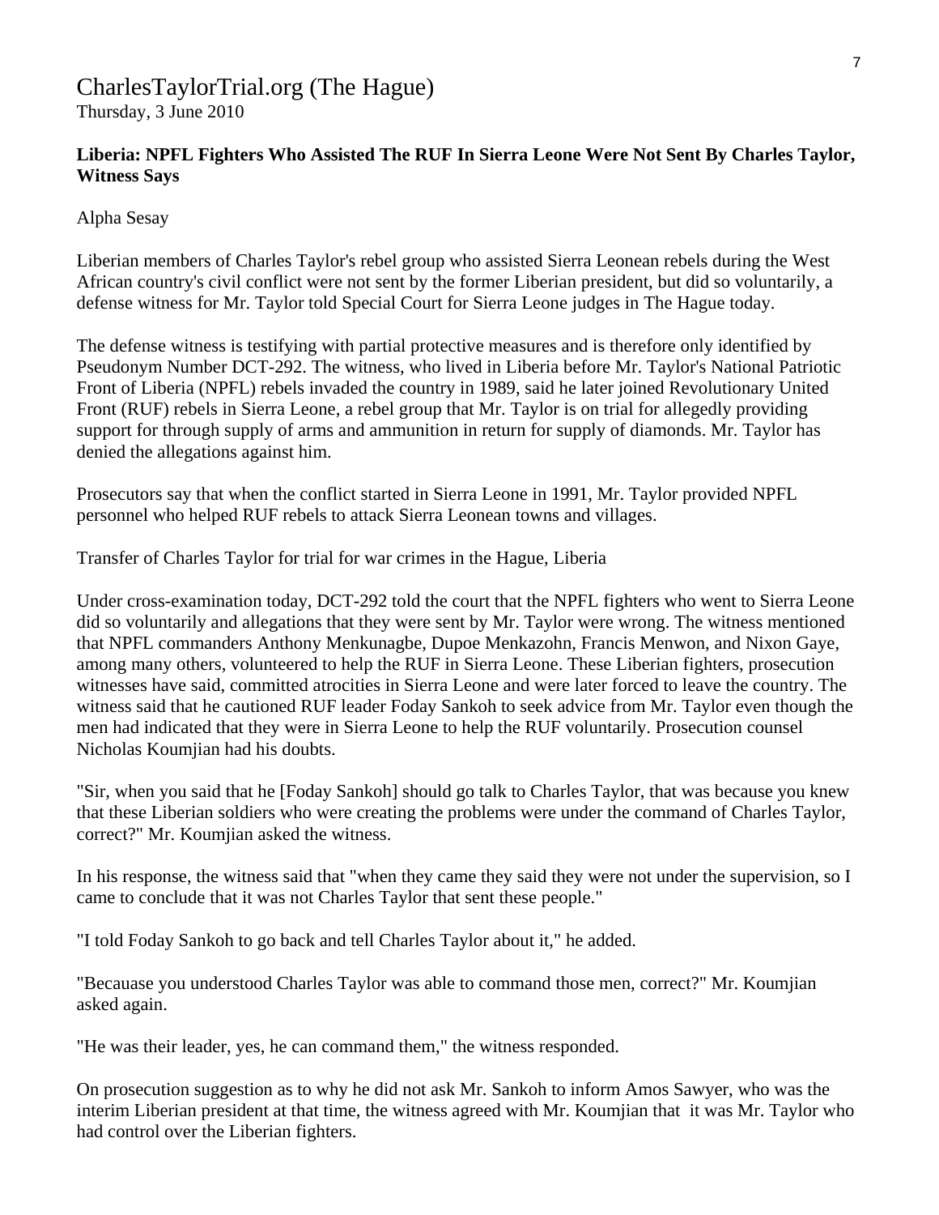CharlesTaylorTrial.org (The Hague)
Thursday, 3 June 2010

**Liberia: NPFL Fighters Who Assisted The RUF In Sierra Leone Were Not Sent By Charles Taylor, Witness Says**

Alpha Sesay

Liberian members of Charles Taylor's rebel group who assisted Sierra Leonean rebels during the West African country's civil conflict were not sent by the former Liberian president, but did so voluntarily, a defense witness for Mr. Taylor told Special Court for Sierra Leone judges in The Hague today.

The defense witness is testifying with partial protective measures and is therefore only identified by Pseudonym Number DCT-292. The witness, who lived in Liberia before Mr. Taylor's National Patriotic Front of Liberia (NPFL) rebels invaded the country in 1989, said he later joined Revolutionary United Front (RUF) rebels in Sierra Leone, a rebel group that Mr. Taylor is on trial for allegedly providing support for through supply of arms and ammunition in return for supply of diamonds. Mr. Taylor has denied the allegations against him.

Prosecutors say that when the conflict started in Sierra Leone in 1991, Mr. Taylor provided NPFL personnel who helped RUF rebels to attack Sierra Leonean towns and villages.

Transfer of Charles Taylor for trial for war crimes in the Hague, Liberia

Under cross-examination today, DCT-292 told the court that the NPFL fighters who went to Sierra Leone did so voluntarily and allegations that they were sent by Mr. Taylor were wrong. The witness mentioned that NPFL commanders Anthony Menkunagbe, Dupoe Menkazohn, Francis Menwon, and Nixon Gaye, among many others, volunteered to help the RUF in Sierra Leone. These Liberian fighters, prosecution witnesses have said, committed atrocities in Sierra Leone and were later forced to leave the country. The witness said that he cautioned RUF leader Foday Sankoh to seek advice from Mr. Taylor even though the men had indicated that they were in Sierra Leone to help the RUF voluntarily. Prosecution counsel Nicholas Koumjian had his doubts.

"Sir, when you said that he [Foday Sankoh] should go talk to Charles Taylor, that was because you knew that these Liberian soldiers who were creating the problems were under the command of Charles Taylor, correct?" Mr. Koumjian asked the witness.

In his response, the witness said that "when they came they said they were not under the supervision, so I came to conclude that it was not Charles Taylor that sent these people."

"I told Foday Sankoh to go back and tell Charles Taylor about it," he added.

"Becauase you understood Charles Taylor was able to command those men, correct?" Mr. Koumjian asked again.

"He was their leader, yes, he can command them," the witness responded.

On prosecution suggestion as to why he did not ask Mr. Sankoh to inform Amos Sawyer, who was the interim Liberian president at that time, the witness agreed with Mr. Koumjian that it was Mr. Taylor who had control over the Liberian fighters.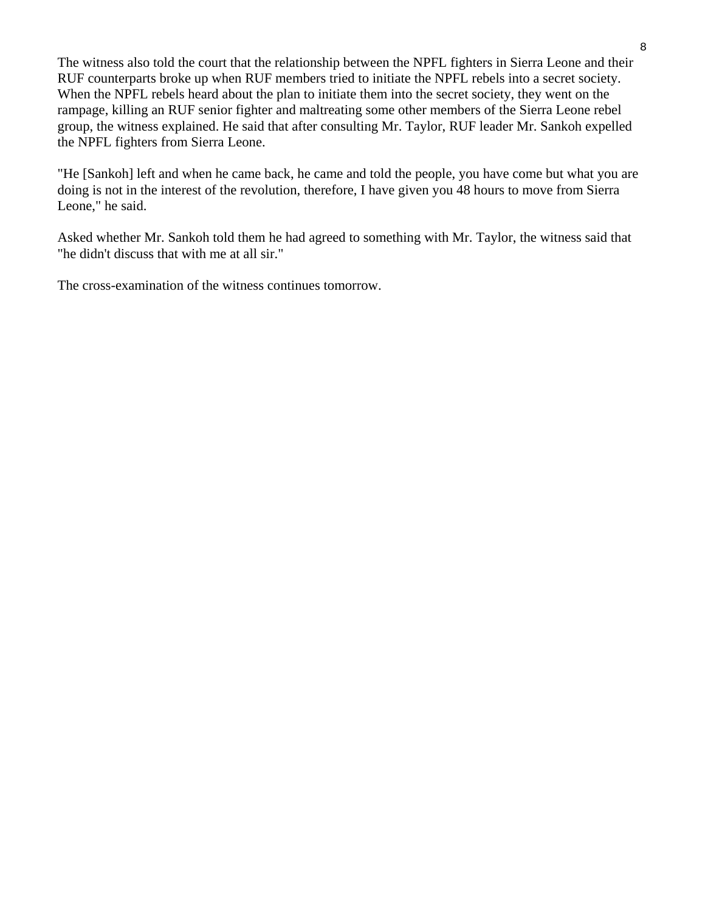The witness also told the court that the relationship between the NPFL fighters in Sierra Leone and their RUF counterparts broke up when RUF members tried to initiate the NPFL rebels into a secret society. When the NPFL rebels heard about the plan to initiate them into the secret society, they went on the rampage, killing an RUF senior fighter and maltreating some other members of the Sierra Leone rebel group, the witness explained. He said that after consulting Mr. Taylor, RUF leader Mr. Sankoh expelled the NPFL fighters from Sierra Leone.

"He [Sankoh] left and when he came back, he came and told the people, you have come but what you are doing is not in the interest of the revolution, therefore, I have given you 48 hours to move from Sierra Leone," he said.

Asked whether Mr. Sankoh told them he had agreed to something with Mr. Taylor, the witness said that "he didn't discuss that with me at all sir."

The cross-examination of the witness continues tomorrow.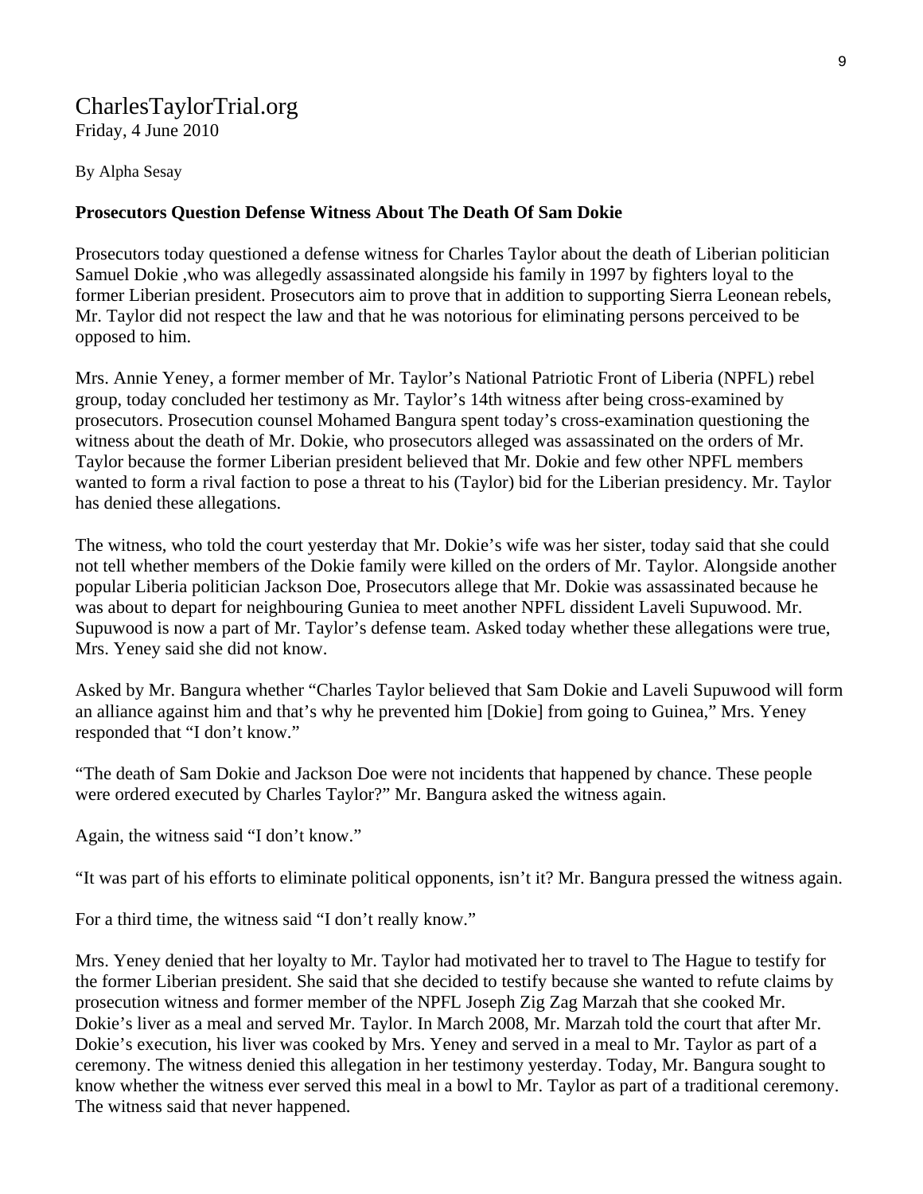CharlesTaylorTrial.org
Friday, 4 June 2010

By Alpha Sesay

**Prosecutors Question Defense Witness About The Death Of Sam Dokie**

Prosecutors today questioned a defense witness for Charles Taylor about the death of Liberian politician Samuel Dokie ,who was allegedly assassinated alongside his family in 1997 by fighters loyal to the former Liberian president. Prosecutors aim to prove that in addition to supporting Sierra Leonean rebels, Mr. Taylor did not respect the law and that he was notorious for eliminating persons perceived to be opposed to him.

Mrs. Annie Yeney, a former member of Mr. Taylor's National Patriotic Front of Liberia (NPFL) rebel group, today concluded her testimony as Mr. Taylor's 14th witness after being cross-examined by prosecutors. Prosecution counsel Mohamed Bangura spent today's cross-examination questioning the witness about the death of Mr. Dokie, who prosecutors alleged was assassinated on the orders of Mr. Taylor because the former Liberian president believed that Mr. Dokie and few other NPFL members wanted to form a rival faction to pose a threat to his (Taylor) bid for the Liberian presidency. Mr. Taylor has denied these allegations.

The witness, who told the court yesterday that Mr. Dokie's wife was her sister, today said that she could not tell whether members of the Dokie family were killed on the orders of Mr. Taylor. Alongside another popular Liberia politician Jackson Doe, Prosecutors allege that Mr. Dokie was assassinated because he was about to depart for neighbouring Guniea to meet another NPFL dissident Laveli Supuwood. Mr. Supuwood is now a part of Mr. Taylor's defense team. Asked today whether these allegations were true, Mrs. Yeney said she did not know.

Asked by Mr. Bangura whether "Charles Taylor believed that Sam Dokie and Laveli Supuwood will form an alliance against him and that's why he prevented him [Dokie] from going to Guinea," Mrs. Yeney responded that "I don't know."

"The death of Sam Dokie and Jackson Doe were not incidents that happened by chance. These people were ordered executed by Charles Taylor?" Mr. Bangura asked the witness again.

Again, the witness said "I don't know."

"It was part of his efforts to eliminate political opponents, isn't it? Mr. Bangura pressed the witness again.

For a third time, the witness said "I don't really know."

Mrs. Yeney denied that her loyalty to Mr. Taylor had motivated her to travel to The Hague to testify for the former Liberian president. She said that she decided to testify because she wanted to refute claims by prosecution witness and former member of the NPFL Joseph Zig Zag Marzah that she cooked Mr. Dokie's liver as a meal and served Mr. Taylor. In March 2008, Mr. Marzah told the court that after Mr. Dokie's execution, his liver was cooked by Mrs. Yeney and served in a meal to Mr. Taylor as part of a ceremony. The witness denied this allegation in her testimony yesterday. Today, Mr. Bangura sought to know whether the witness ever served this meal in a bowl to Mr. Taylor as part of a traditional ceremony. The witness said that never happened.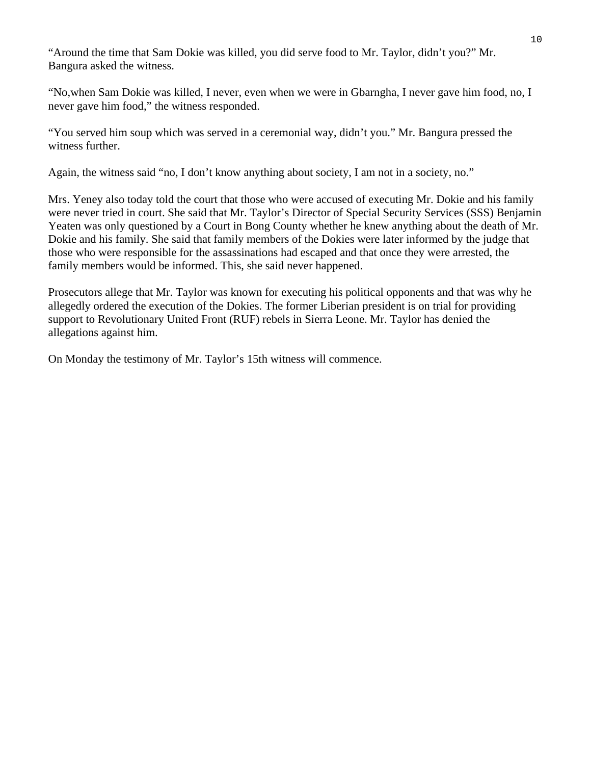"Around the time that Sam Dokie was killed, you did serve food to Mr. Taylor, didn't you?" Mr. Bangura asked the witness.

"No,when Sam Dokie was killed, I never, even when we were in Gbarngha, I never gave him food, no, I never gave him food," the witness responded.

"You served him soup which was served in a ceremonial way, didn't you." Mr. Bangura pressed the witness further.

Again, the witness said "no, I don't know anything about society, I am not in a society, no."

Mrs. Yeney also today told the court that those who were accused of executing Mr. Dokie and his family were never tried in court. She said that Mr. Taylor's Director of Special Security Services (SSS) Benjamin Yeaten was only questioned by a Court in Bong County whether he knew anything about the death of Mr. Dokie and his family. She said that family members of the Dokies were later informed by the judge that those who were responsible for the assassinations had escaped and that once they were arrested, the family members would be informed. This, she said never happened.

Prosecutors allege that Mr. Taylor was known for executing his political opponents and that was why he allegedly ordered the execution of the Dokies. The former Liberian president is on trial for providing support to Revolutionary United Front (RUF) rebels in Sierra Leone. Mr. Taylor has denied the allegations against him.

On Monday the testimony of Mr. Taylor's 15th witness will commence.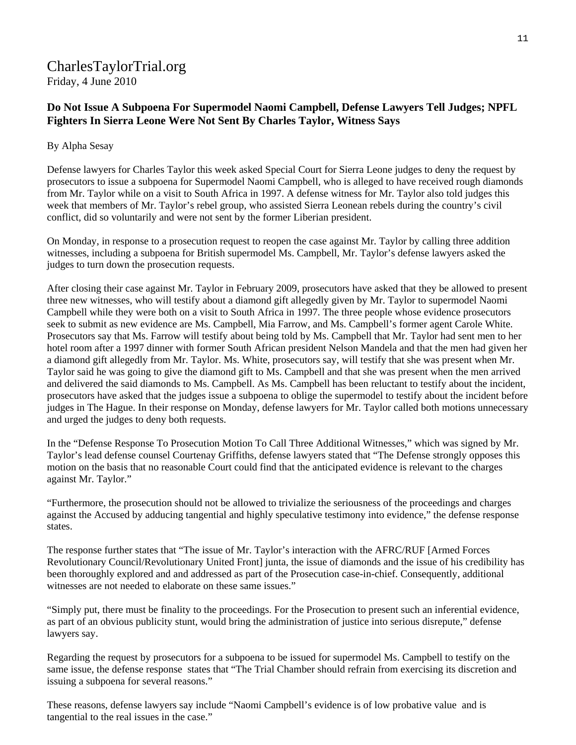CharlesTaylorTrial.org
Friday, 4 June 2010

**Do Not Issue A Subpoena For Supermodel Naomi Campbell, Defense Lawyers Tell Judges; NPFL Fighters In Sierra Leone Were Not Sent By Charles Taylor, Witness Says**

By Alpha Sesay

Defense lawyers for Charles Taylor this week asked Special Court for Sierra Leone judges to deny the request by prosecutors to issue a subpoena for Supermodel Naomi Campbell, who is alleged to have received rough diamonds from Mr. Taylor while on a visit to South Africa in 1997. A defense witness for Mr. Taylor also told judges this week that members of Mr. Taylor's rebel group, who assisted Sierra Leonean rebels during the country's civil conflict, did so voluntarily and were not sent by the former Liberian president.

On Monday, in response to a prosecution request to reopen the case against Mr. Taylor by calling three addition witnesses, including a subpoena for British supermodel Ms. Campbell, Mr. Taylor's defense lawyers asked the judges to turn down the prosecution requests.

After closing their case against Mr. Taylor in February 2009, prosecutors have asked that they be allowed to present three new witnesses, who will testify about a diamond gift allegedly given by Mr. Taylor to supermodel Naomi Campbell while they were both on a visit to South Africa in 1997. The three people whose evidence prosecutors seek to submit as new evidence are Ms. Campbell, Mia Farrow, and Ms. Campbell's former agent Carole White. Prosecutors say that Ms. Farrow will testify about being told by Ms. Campbell that Mr. Taylor had sent men to her hotel room after a 1997 dinner with former South African president Nelson Mandela and that the men had given her a diamond gift allegedly from Mr. Taylor. Ms. White, prosecutors say, will testify that she was present when Mr. Taylor said he was going to give the diamond gift to Ms. Campbell and that she was present when the men arrived and delivered the said diamonds to Ms. Campbell. As Ms. Campbell has been reluctant to testify about the incident, prosecutors have asked that the judges issue a subpoena to oblige the supermodel to testify about the incident before judges in The Hague. In their response on Monday, defense lawyers for Mr. Taylor called both motions unnecessary and urged the judges to deny both requests.

In the "Defense Response To Prosecution Motion To Call Three Additional Witnesses," which was signed by Mr. Taylor's lead defense counsel Courtenay Griffiths, defense lawyers stated that "The Defense strongly opposes this motion on the basis that no reasonable Court could find that the anticipated evidence is relevant to the charges against Mr. Taylor."

"Furthermore, the prosecution should not be allowed to trivialize the seriousness of the proceedings and charges against the Accused by adducing tangential and highly speculative testimony into evidence," the defense response states.

The response further states that "The issue of Mr. Taylor's interaction with the AFRC/RUF [Armed Forces Revolutionary Council/Revolutionary United Front] junta, the issue of diamonds and the issue of his credibility has been thoroughly explored and and addressed as part of the Prosecution case-in-chief. Consequently, additional witnesses are not needed to elaborate on these same issues."

"Simply put, there must be finality to the proceedings. For the Prosecution to present such an inferential evidence, as part of an obvious publicity stunt, would bring the administration of justice into serious disrepute," defense lawyers say.

Regarding the request by prosecutors for a subpoena to be issued for supermodel Ms. Campbell to testify on the same issue, the defense response states that "The Trial Chamber should refrain from exercising its discretion and issuing a subpoena for several reasons."

These reasons, defense lawyers say include "Naomi Campbell's evidence is of low probative value and is tangential to the real issues in the case."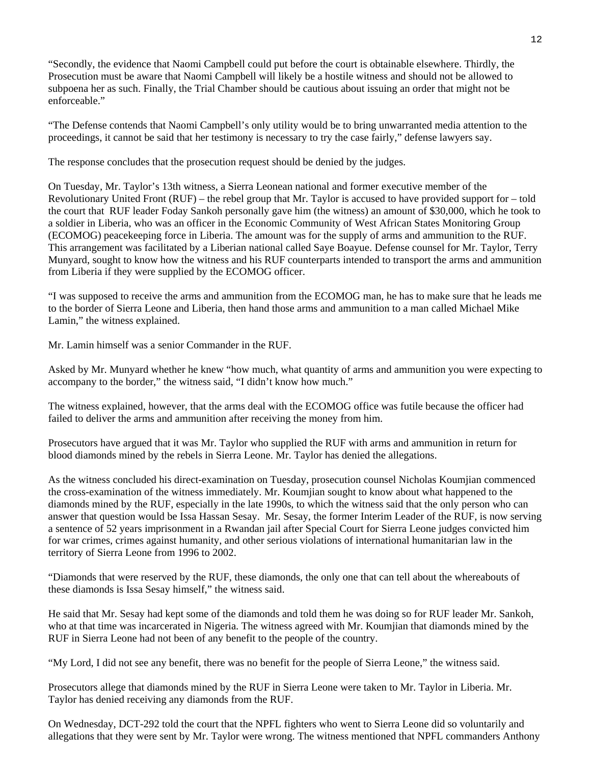"Secondly, the evidence that Naomi Campbell could put before the court is obtainable elsewhere. Thirdly, the Prosecution must be aware that Naomi Campbell will likely be a hostile witness and should not be allowed to subpoena her as such. Finally, the Trial Chamber should be cautious about issuing an order that might not be enforceable."

"The Defense contends that Naomi Campbell's only utility would be to bring unwarranted media attention to the proceedings, it cannot be said that her testimony is necessary to try the case fairly," defense lawyers say.

The response concludes that the prosecution request should be denied by the judges.

On Tuesday, Mr. Taylor's 13th witness, a Sierra Leonean national and former executive member of the Revolutionary United Front (RUF) – the rebel group that Mr. Taylor is accused to have provided support for – told the court that RUF leader Foday Sankoh personally gave him (the witness) an amount of $30,000, which he took to a soldier in Liberia, who was an officer in the Economic Community of West African States Monitoring Group (ECOMOG) peacekeeping force in Liberia. The amount was for the supply of arms and ammunition to the RUF. This arrangement was facilitated by a Liberian national called Saye Boayue. Defense counsel for Mr. Taylor, Terry Munyard, sought to know how the witness and his RUF counterparts intended to transport the arms and ammunition from Liberia if they were supplied by the ECOMOG officer.

"I was supposed to receive the arms and ammunition from the ECOMOG man, he has to make sure that he leads me to the border of Sierra Leone and Liberia, then hand those arms and ammunition to a man called Michael Mike Lamin," the witness explained.

Mr. Lamin himself was a senior Commander in the RUF.

Asked by Mr. Munyard whether he knew "how much, what quantity of arms and ammunition you were expecting to accompany to the border," the witness said, "I didn't know how much."

The witness explained, however, that the arms deal with the ECOMOG office was futile because the officer had failed to deliver the arms and ammunition after receiving the money from him.

Prosecutors have argued that it was Mr. Taylor who supplied the RUF with arms and ammunition in return for blood diamonds mined by the rebels in Sierra Leone. Mr. Taylor has denied the allegations.

As the witness concluded his direct-examination on Tuesday, prosecution counsel Nicholas Koumjian commenced the cross-examination of the witness immediately. Mr. Koumjian sought to know about what happened to the diamonds mined by the RUF, especially in the late 1990s, to which the witness said that the only person who can answer that question would be Issa Hassan Sesay. Mr. Sesay, the former Interim Leader of the RUF, is now serving a sentence of 52 years imprisonment in a Rwandan jail after Special Court for Sierra Leone judges convicted him for war crimes, crimes against humanity, and other serious violations of international humanitarian law in the territory of Sierra Leone from 1996 to 2002.

"Diamonds that were reserved by the RUF, these diamonds, the only one that can tell about the whereabouts of these diamonds is Issa Sesay himself," the witness said.

He said that Mr. Sesay had kept some of the diamonds and told them he was doing so for RUF leader Mr. Sankoh, who at that time was incarcerated in Nigeria. The witness agreed with Mr. Koumjian that diamonds mined by the RUF in Sierra Leone had not been of any benefit to the people of the country.

"My Lord, I did not see any benefit, there was no benefit for the people of Sierra Leone," the witness said.

Prosecutors allege that diamonds mined by the RUF in Sierra Leone were taken to Mr. Taylor in Liberia. Mr. Taylor has denied receiving any diamonds from the RUF.

On Wednesday, DCT-292 told the court that the NPFL fighters who went to Sierra Leone did so voluntarily and allegations that they were sent by Mr. Taylor were wrong. The witness mentioned that NPFL commanders Anthony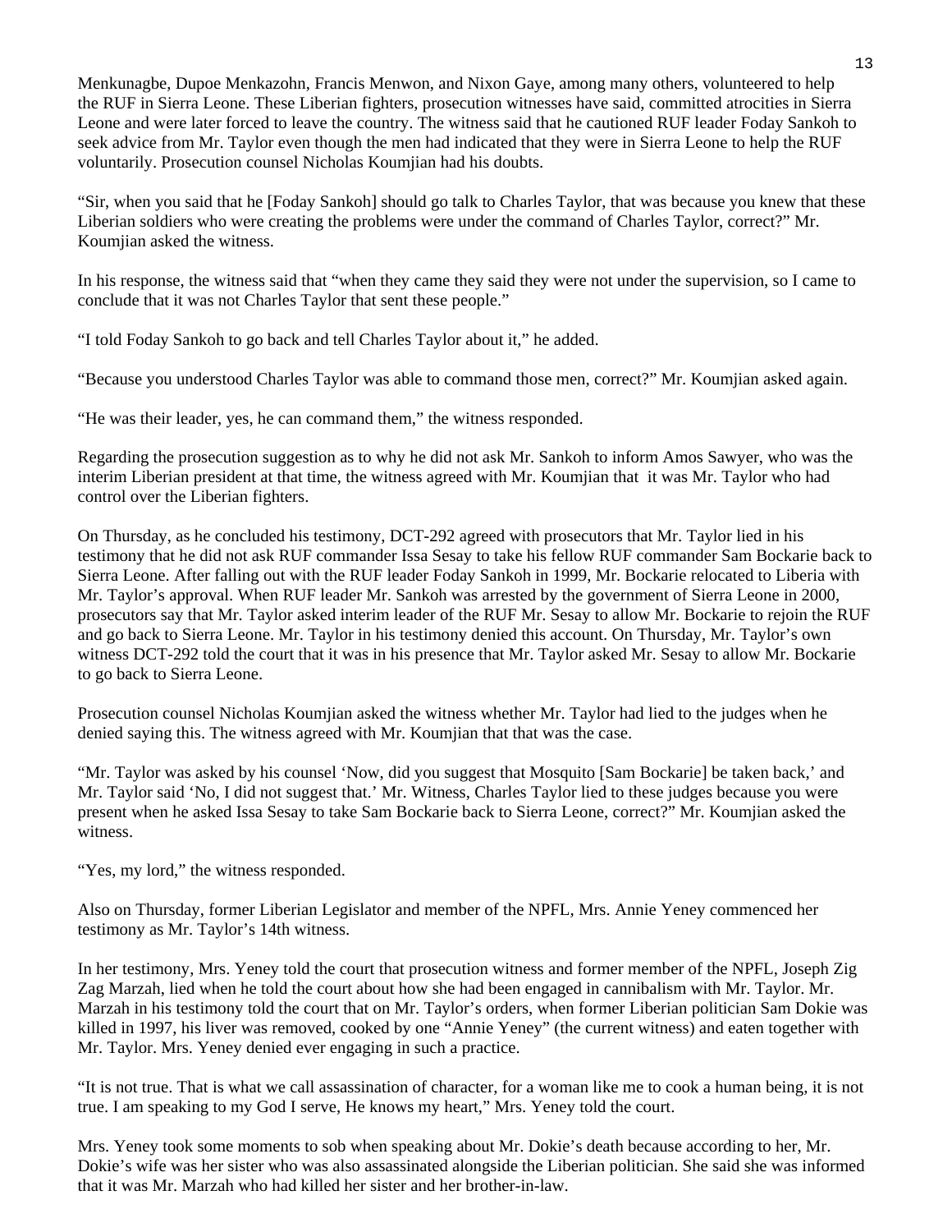Menkunagbe, Dupoe Menkazohn, Francis Menwon, and Nixon Gaye, among many others, volunteered to help the RUF in Sierra Leone. These Liberian fighters, prosecution witnesses have said, committed atrocities in Sierra Leone and were later forced to leave the country. The witness said that he cautioned RUF leader Foday Sankoh to seek advice from Mr. Taylor even though the men had indicated that they were in Sierra Leone to help the RUF voluntarily. Prosecution counsel Nicholas Koumjian had his doubts.

"Sir, when you said that he [Foday Sankoh] should go talk to Charles Taylor, that was because you knew that these Liberian soldiers who were creating the problems were under the command of Charles Taylor, correct?" Mr. Koumjian asked the witness.

In his response, the witness said that "when they came they said they were not under the supervision, so I came to conclude that it was not Charles Taylor that sent these people."

"I told Foday Sankoh to go back and tell Charles Taylor about it," he added.

"Because you understood Charles Taylor was able to command those men, correct?" Mr. Koumjian asked again.

"He was their leader, yes, he can command them," the witness responded.

Regarding the prosecution suggestion as to why he did not ask Mr. Sankoh to inform Amos Sawyer, who was the interim Liberian president at that time, the witness agreed with Mr. Koumjian that it was Mr. Taylor who had control over the Liberian fighters.

On Thursday, as he concluded his testimony, DCT-292 agreed with prosecutors that Mr. Taylor lied in his testimony that he did not ask RUF commander Issa Sesay to take his fellow RUF commander Sam Bockarie back to Sierra Leone. After falling out with the RUF leader Foday Sankoh in 1999, Mr. Bockarie relocated to Liberia with Mr. Taylor's approval. When RUF leader Mr. Sankoh was arrested by the government of Sierra Leone in 2000, prosecutors say that Mr. Taylor asked interim leader of the RUF Mr. Sesay to allow Mr. Bockarie to rejoin the RUF and go back to Sierra Leone. Mr. Taylor in his testimony denied this account. On Thursday, Mr. Taylor's own witness DCT-292 told the court that it was in his presence that Mr. Taylor asked Mr. Sesay to allow Mr. Bockarie to go back to Sierra Leone.

Prosecution counsel Nicholas Koumjian asked the witness whether Mr. Taylor had lied to the judges when he denied saying this. The witness agreed with Mr. Koumjian that that was the case.

"Mr. Taylor was asked by his counsel 'Now, did you suggest that Mosquito [Sam Bockarie] be taken back,' and Mr. Taylor said 'No, I did not suggest that.' Mr. Witness, Charles Taylor lied to these judges because you were present when he asked Issa Sesay to take Sam Bockarie back to Sierra Leone, correct?" Mr. Koumjian asked the witness.

"Yes, my lord," the witness responded.

Also on Thursday, former Liberian Legislator and member of the NPFL, Mrs. Annie Yeney commenced her testimony as Mr. Taylor's 14th witness.

In her testimony, Mrs. Yeney told the court that prosecution witness and former member of the NPFL, Joseph Zig Zag Marzah, lied when he told the court about how she had been engaged in cannibalism with Mr. Taylor. Mr. Marzah in his testimony told the court that on Mr. Taylor's orders, when former Liberian politician Sam Dokie was killed in 1997, his liver was removed, cooked by one "Annie Yeney" (the current witness) and eaten together with Mr. Taylor. Mrs. Yeney denied ever engaging in such a practice.

"It is not true. That is what we call assassination of character, for a woman like me to cook a human being, it is not true. I am speaking to my God I serve, He knows my heart," Mrs. Yeney told the court.

Mrs. Yeney took some moments to sob when speaking about Mr. Dokie's death because according to her, Mr. Dokie's wife was her sister who was also assassinated alongside the Liberian politician. She said she was informed that it was Mr. Marzah who had killed her sister and her brother-in-law.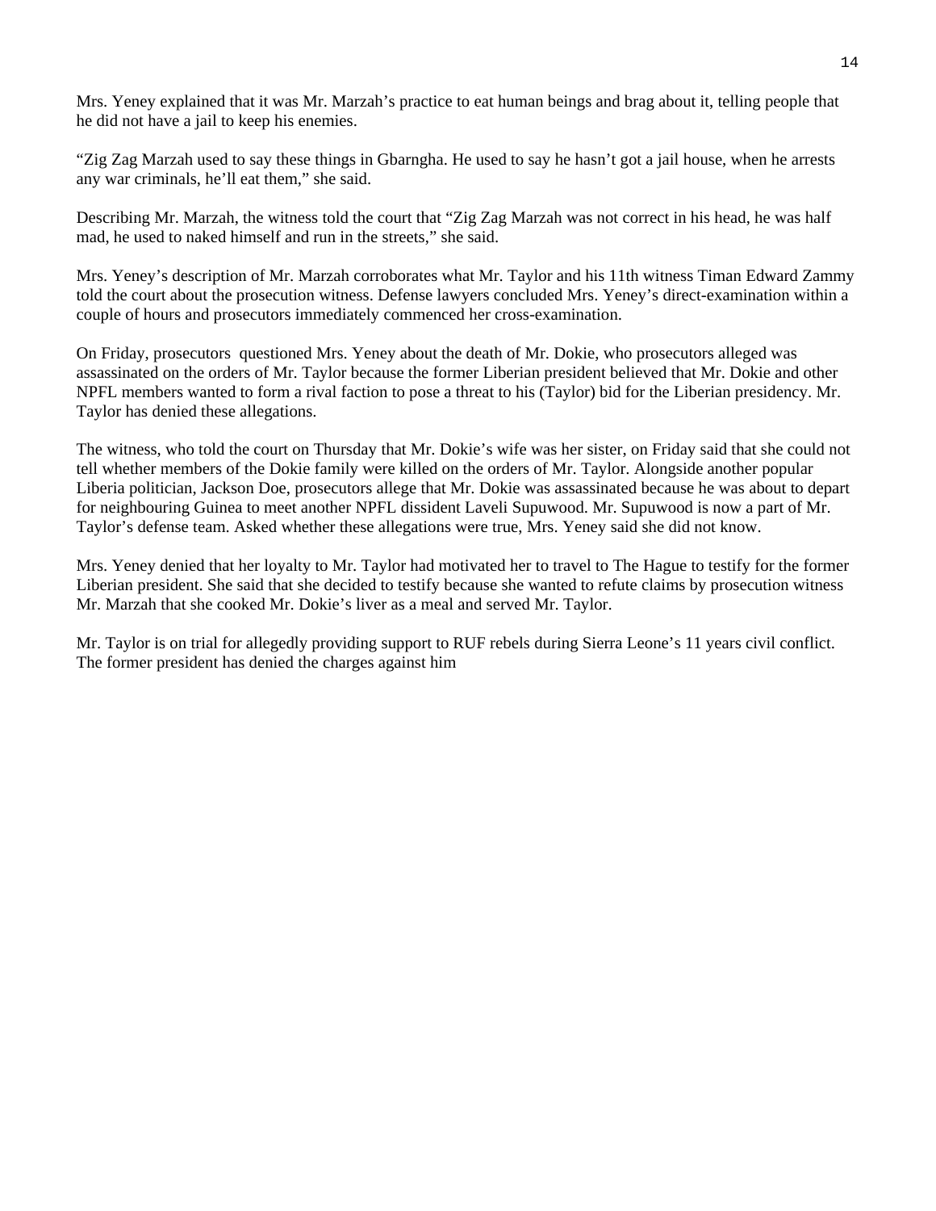Mrs. Yeney explained that it was Mr. Marzah's practice to eat human beings and brag about it, telling people that he did not have a jail to keep his enemies.

"Zig Zag Marzah used to say these things in Gbarngha. He used to say he hasn't got a jail house, when he arrests any war criminals, he'll eat them," she said.

Describing Mr. Marzah, the witness told the court that "Zig Zag Marzah was not correct in his head, he was half mad, he used to naked himself and run in the streets," she said.

Mrs. Yeney's description of Mr. Marzah corroborates what Mr. Taylor and his 11th witness Timan Edward Zammy told the court about the prosecution witness. Defense lawyers concluded Mrs. Yeney's direct-examination within a couple of hours and prosecutors immediately commenced her cross-examination.

On Friday, prosecutors questioned Mrs. Yeney about the death of Mr. Dokie, who prosecutors alleged was assassinated on the orders of Mr. Taylor because the former Liberian president believed that Mr. Dokie and other NPFL members wanted to form a rival faction to pose a threat to his (Taylor) bid for the Liberian presidency. Mr. Taylor has denied these allegations.

The witness, who told the court on Thursday that Mr. Dokie's wife was her sister, on Friday said that she could not tell whether members of the Dokie family were killed on the orders of Mr. Taylor. Alongside another popular Liberia politician, Jackson Doe, prosecutors allege that Mr. Dokie was assassinated because he was about to depart for neighbouring Guinea to meet another NPFL dissident Laveli Supuwood. Mr. Supuwood is now a part of Mr. Taylor's defense team. Asked whether these allegations were true, Mrs. Yeney said she did not know.

Mrs. Yeney denied that her loyalty to Mr. Taylor had motivated her to travel to The Hague to testify for the former Liberian president. She said that she decided to testify because she wanted to refute claims by prosecution witness Mr. Marzah that she cooked Mr. Dokie's liver as a meal and served Mr. Taylor.

Mr. Taylor is on trial for allegedly providing support to RUF rebels during Sierra Leone's 11 years civil conflict. The former president has denied the charges against him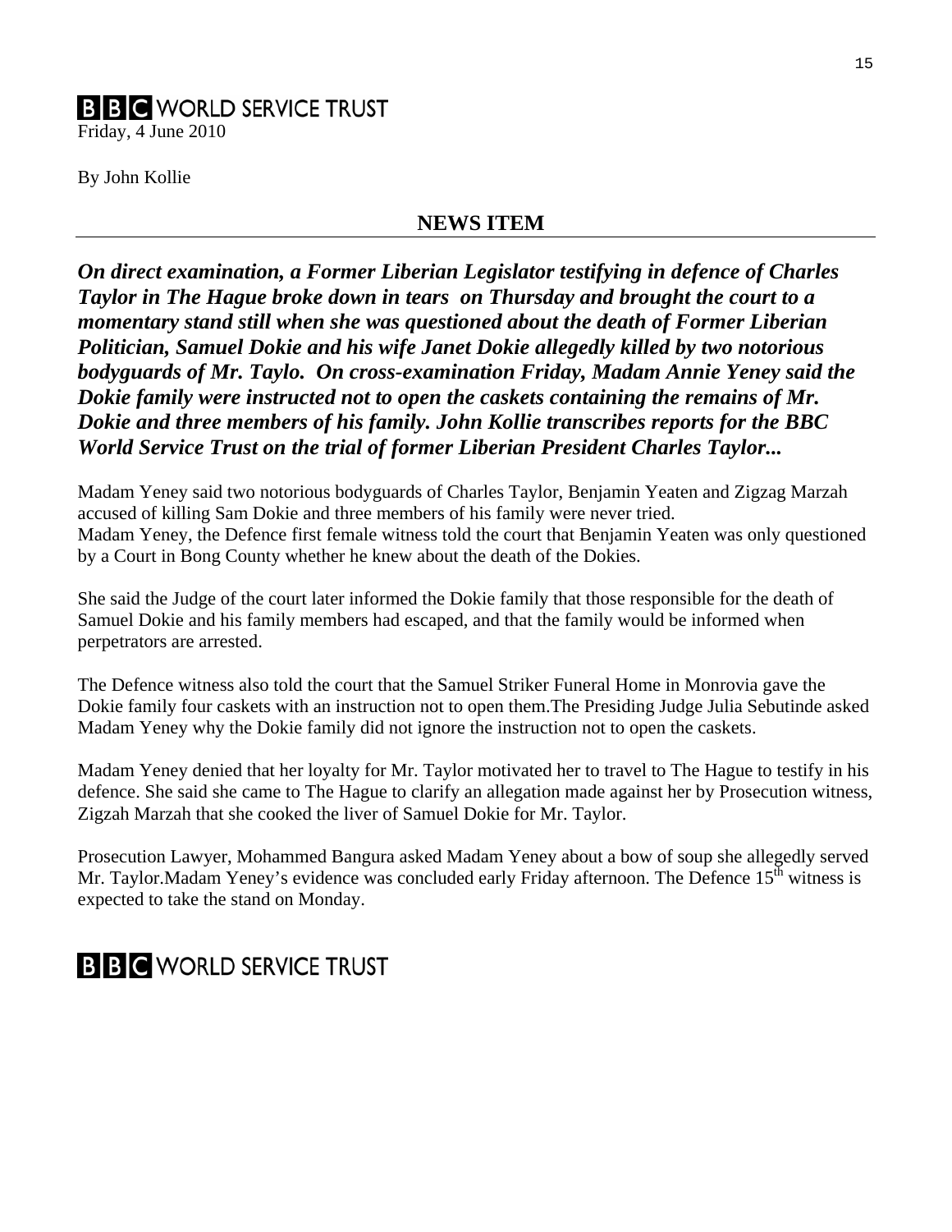**BBC WORLD SERVICE TRUST**

Friday, 4 June 2010

By John Kollie

## NEWS ITEM

***On direct examination, a Former Liberian Legislator testifying in defence of Charles Taylor in The Hague broke down in tears on Thursday and brought the court to a momentary stand still when she was questioned about the death of Former Liberian Politician, Samuel Dokie and his wife Janet Dokie allegedly killed by two notorious bodyguards of Mr. Taylo. On cross-examination Friday, Madam Annie Yeney said the Dokie family were instructed not to open the caskets containing the remains of Mr. Dokie and three members of his family. John Kollie transcribes reports for the BBC World Service Trust on the trial of former Liberian President Charles Taylor...***

Madam Yeney said two notorious bodyguards of Charles Taylor, Benjamin Yeaten and Zigzag Marzah accused of killing Sam Dokie and three members of his family were never tried.
Madam Yeney, the Defence first female witness told the court that Benjamin Yeaten was only questioned by a Court in Bong County whether he knew about the death of the Dokies.

She said the Judge of the court later informed the Dokie family that those responsible for the death of Samuel Dokie and his family members had escaped, and that the family would be informed when perpetrators are arrested.

The Defence witness also told the court that the Samuel Striker Funeral Home in Monrovia gave the Dokie family four caskets with an instruction not to open them.The Presiding Judge Julia Sebutinde asked Madam Yeney why the Dokie family did not ignore the instruction not to open the caskets.

Madam Yeney denied that her loyalty for Mr. Taylor motivated her to travel to The Hague to testify in his defence. She said she came to The Hague to clarify an allegation made against her by Prosecution witness, Zigzah Marzah that she cooked the liver of Samuel Dokie for Mr. Taylor.

Prosecution Lawyer, Mohammed Bangura asked Madam Yeney about a bow of soup she allegedly served Mr. Taylor.Madam Yeney's evidence was concluded early Friday afternoon. The Defence 15th witness is expected to take the stand on Monday.

**BBC WORLD SERVICE TRUST**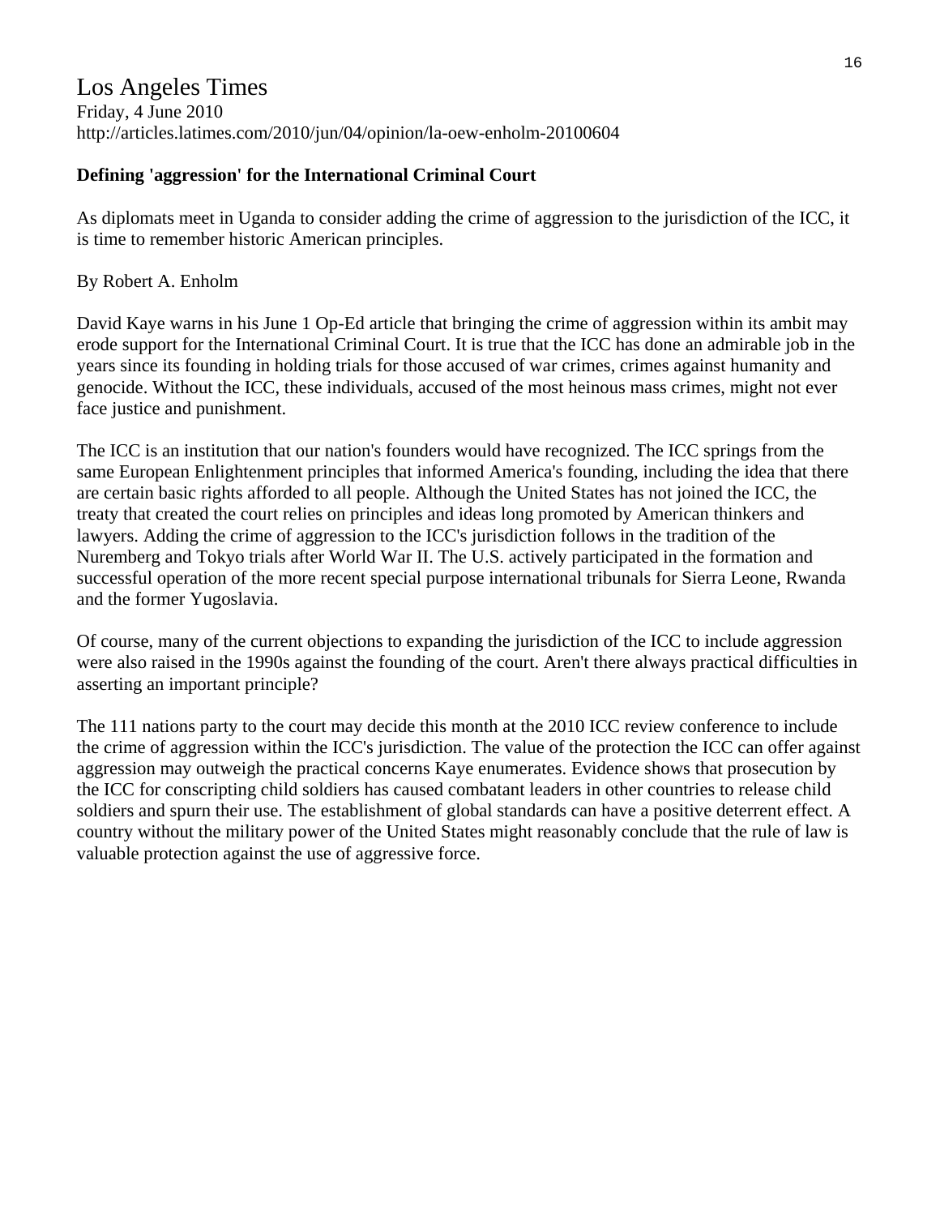Los Angeles Times
Friday, 4 June 2010
http://articles.latimes.com/2010/jun/04/opinion/la-oew-enholm-20100604

**Defining 'aggression' for the International Criminal Court**

As diplomats meet in Uganda to consider adding the crime of aggression to the jurisdiction of the ICC, it is time to remember historic American principles.

By Robert A. Enholm

David Kaye warns in his June 1 Op-Ed article that bringing the crime of aggression within its ambit may erode support for the International Criminal Court. It is true that the ICC has done an admirable job in the years since its founding in holding trials for those accused of war crimes, crimes against humanity and genocide. Without the ICC, these individuals, accused of the most heinous mass crimes, might not ever face justice and punishment.

The ICC is an institution that our nation's founders would have recognized. The ICC springs from the same European Enlightenment principles that informed America's founding, including the idea that there are certain basic rights afforded to all people. Although the United States has not joined the ICC, the treaty that created the court relies on principles and ideas long promoted by American thinkers and lawyers. Adding the crime of aggression to the ICC's jurisdiction follows in the tradition of the Nuremberg and Tokyo trials after World War II. The U.S. actively participated in the formation and successful operation of the more recent special purpose international tribunals for Sierra Leone, Rwanda and the former Yugoslavia.

Of course, many of the current objections to expanding the jurisdiction of the ICC to include aggression were also raised in the 1990s against the founding of the court. Aren't there always practical difficulties in asserting an important principle?

The 111 nations party to the court may decide this month at the 2010 ICC review conference to include the crime of aggression within the ICC's jurisdiction. The value of the protection the ICC can offer against aggression may outweigh the practical concerns Kaye enumerates. Evidence shows that prosecution by the ICC for conscripting child soldiers has caused combatant leaders in other countries to release child soldiers and spurn their use. The establishment of global standards can have a positive deterrent effect. A country without the military power of the United States might reasonably conclude that the rule of law is valuable protection against the use of aggressive force.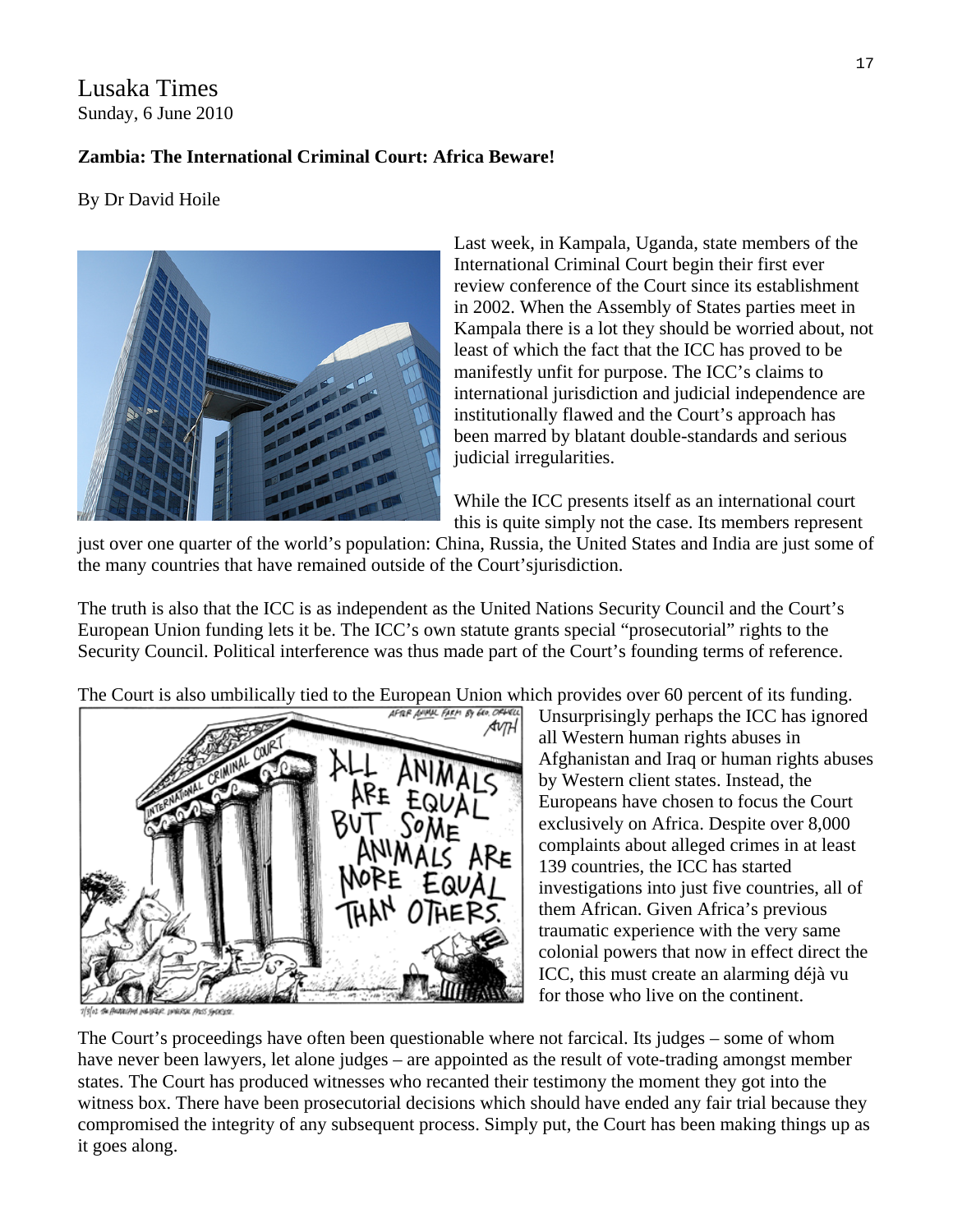Lusaka Times
Sunday, 6 June 2010

**Zambia: The International Criminal Court: Africa Beware!**

By Dr David Hoile

Last week, in Kampala, Uganda, state members of the International Criminal Court begin their first ever review conference of the Court since its establishment in 2002. When the Assembly of States parties meet in Kampala there is a lot they should be worried about, not least of which the fact that the ICC has proved to be manifestly unfit for purpose. The ICC's claims to international jurisdiction and judicial independence are institutionally flawed and the Court's approach has been marred by blatant double-standards and serious judicial irregularities.

While the ICC presents itself as an international court this is quite simply not the case. Its members represent just over one quarter of the world's population: China, Russia, the United States and India are just some of the many countries that have remained outside of the Court'sjurisdiction.

The truth is also that the ICC is as independent as the United Nations Security Council and the Court's European Union funding lets it be. The ICC's own statute grants special "prosecutorial" rights to the Security Council. Political interference was thus made part of the Court's founding terms of reference.

The Court is also umbilically tied to the European Union which provides over 60 percent of its funding. Unsurprisingly perhaps the ICC has ignored all Western human rights abuses in Afghanistan and Iraq or human rights abuses by Western client states. Instead, the Europeans have chosen to focus the Court exclusively on Africa. Despite over 8,000 complaints about alleged crimes in at least 139 countries, the ICC has started investigations into just five countries, all of them African. Given Africa's previous traumatic experience with the very same colonial powers that now in effect direct the ICC, this must create an alarming déjà vu for those who live on the continent.

The Court's proceedings have often been questionable where not farcical. Its judges – some of whom have never been lawyers, let alone judges – are appointed as the result of vote-trading amongst member states. The Court has produced witnesses who recanted their testimony the moment they got into the witness box. There have been prosecutorial decisions which should have ended any fair trial because they compromised the integrity of any subsequent process. Simply put, the Court has been making things up as it goes along.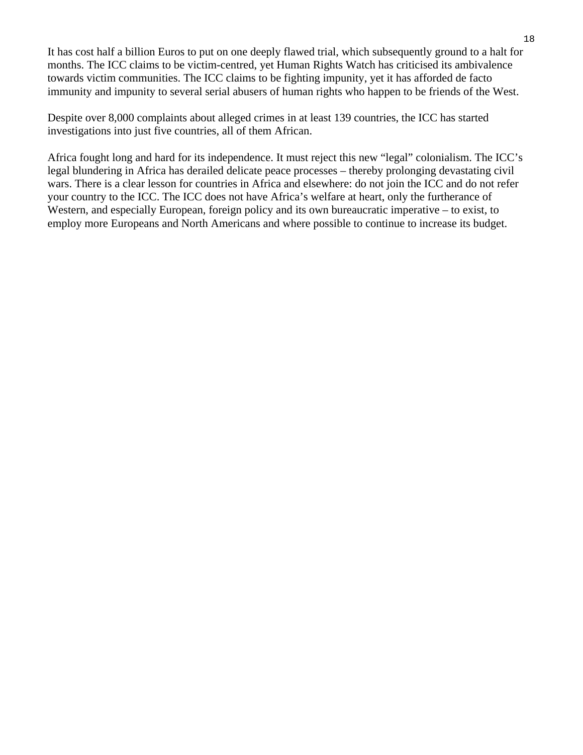It has cost half a billion Euros to put on one deeply flawed trial, which subsequently ground to a halt for months. The ICC claims to be victim-centred, yet Human Rights Watch has criticised its ambivalence towards victim communities. The ICC claims to be fighting impunity, yet it has afforded de facto immunity and impunity to several serial abusers of human rights who happen to be friends of the West.

Despite over 8,000 complaints about alleged crimes in at least 139 countries, the ICC has started investigations into just five countries, all of them African.

Africa fought long and hard for its independence. It must reject this new "legal" colonialism. The ICC's legal blundering in Africa has derailed delicate peace processes – thereby prolonging devastating civil wars. There is a clear lesson for countries in Africa and elsewhere: do not join the ICC and do not refer your country to the ICC. The ICC does not have Africa's welfare at heart, only the furtherance of Western, and especially European, foreign policy and its own bureaucratic imperative – to exist, to employ more Europeans and North Americans and where possible to continue to increase its budget.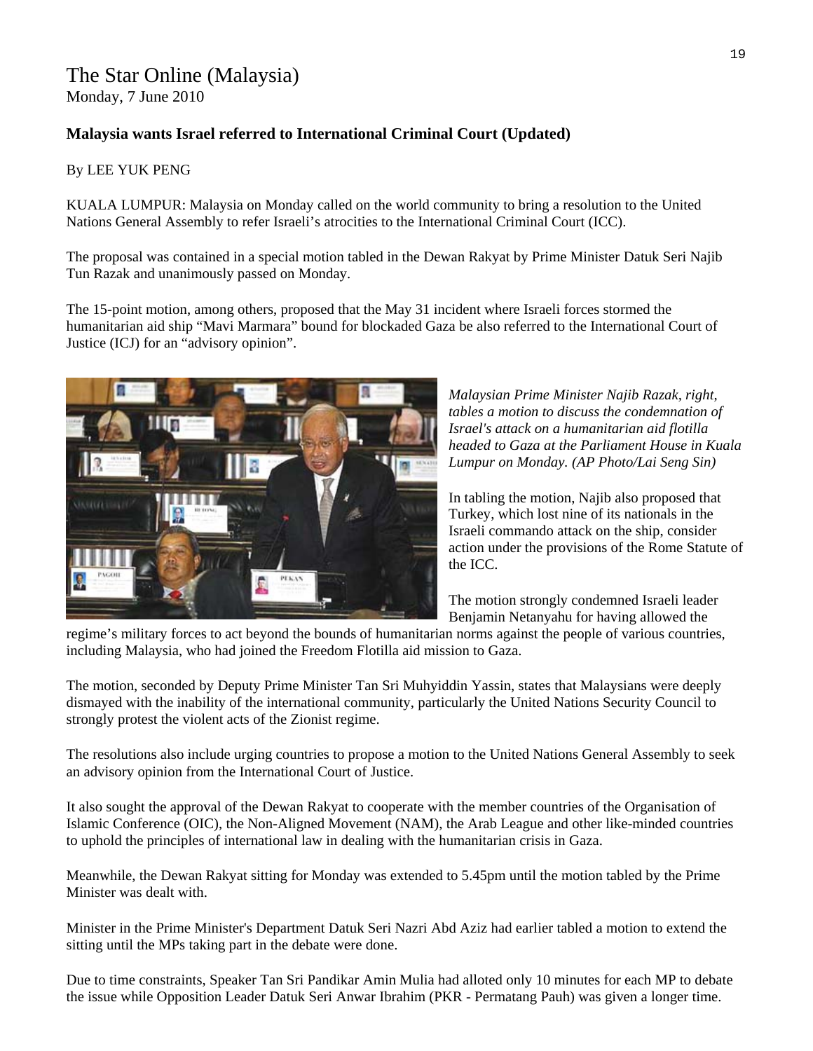# The Star Online (Malaysia)

Monday, 7 June 2010

**Malaysia wants Israel referred to International Criminal Court (Updated)**

By LEE YUK PENG

KUALA LUMPUR: Malaysia on Monday called on the world community to bring a resolution to the United Nations General Assembly to refer Israeli's atrocities to the International Criminal Court (ICC).

The proposal was contained in a special motion tabled in the Dewan Rakyat by Prime Minister Datuk Seri Najib Tun Razak and unanimously passed on Monday.

The 15-point motion, among others, proposed that the May 31 incident where Israeli forces stormed the humanitarian aid ship "Mavi Marmara" bound for blockaded Gaza be also referred to the International Court of Justice (ICJ) for an "advisory opinion".

*Malaysian Prime Minister Najib Razak, right, tables a motion to discuss the condemnation of Israel's attack on a humanitarian aid flotilla headed to Gaza at the Parliament House in Kuala Lumpur on Monday. (AP Photo/Lai Seng Sin)*

In tabling the motion, Najib also proposed that Turkey, which lost nine of its nationals in the Israeli commando attack on the ship, consider action under the provisions of the Rome Statute of the ICC.

The motion strongly condemned Israeli leader Benjamin Netanyahu for having allowed the regime's military forces to act beyond the bounds of humanitarian norms against the people of various countries, including Malaysia, who had joined the Freedom Flotilla aid mission to Gaza.

The motion, seconded by Deputy Prime Minister Tan Sri Muhyiddin Yassin, states that Malaysians were deeply dismayed with the inability of the international community, particularly the United Nations Security Council to strongly protest the violent acts of the Zionist regime.

The resolutions also include urging countries to propose a motion to the United Nations General Assembly to seek an advisory opinion from the International Court of Justice.

It also sought the approval of the Dewan Rakyat to cooperate with the member countries of the Organisation of Islamic Conference (OIC), the Non-Aligned Movement (NAM), the Arab League and other like-minded countries to uphold the principles of international law in dealing with the humanitarian crisis in Gaza.

Meanwhile, the Dewan Rakyat sitting for Monday was extended to 5.45pm until the motion tabled by the Prime Minister was dealt with.

Minister in the Prime Minister's Department Datuk Seri Nazri Abd Aziz had earlier tabled a motion to extend the sitting until the MPs taking part in the debate were done.

Due to time constraints, Speaker Tan Sri Pandikar Amin Mulia had alloted only 10 minutes for each MP to debate the issue while Opposition Leader Datuk Seri Anwar Ibrahim (PKR - Permatang Pauh) was given a longer time.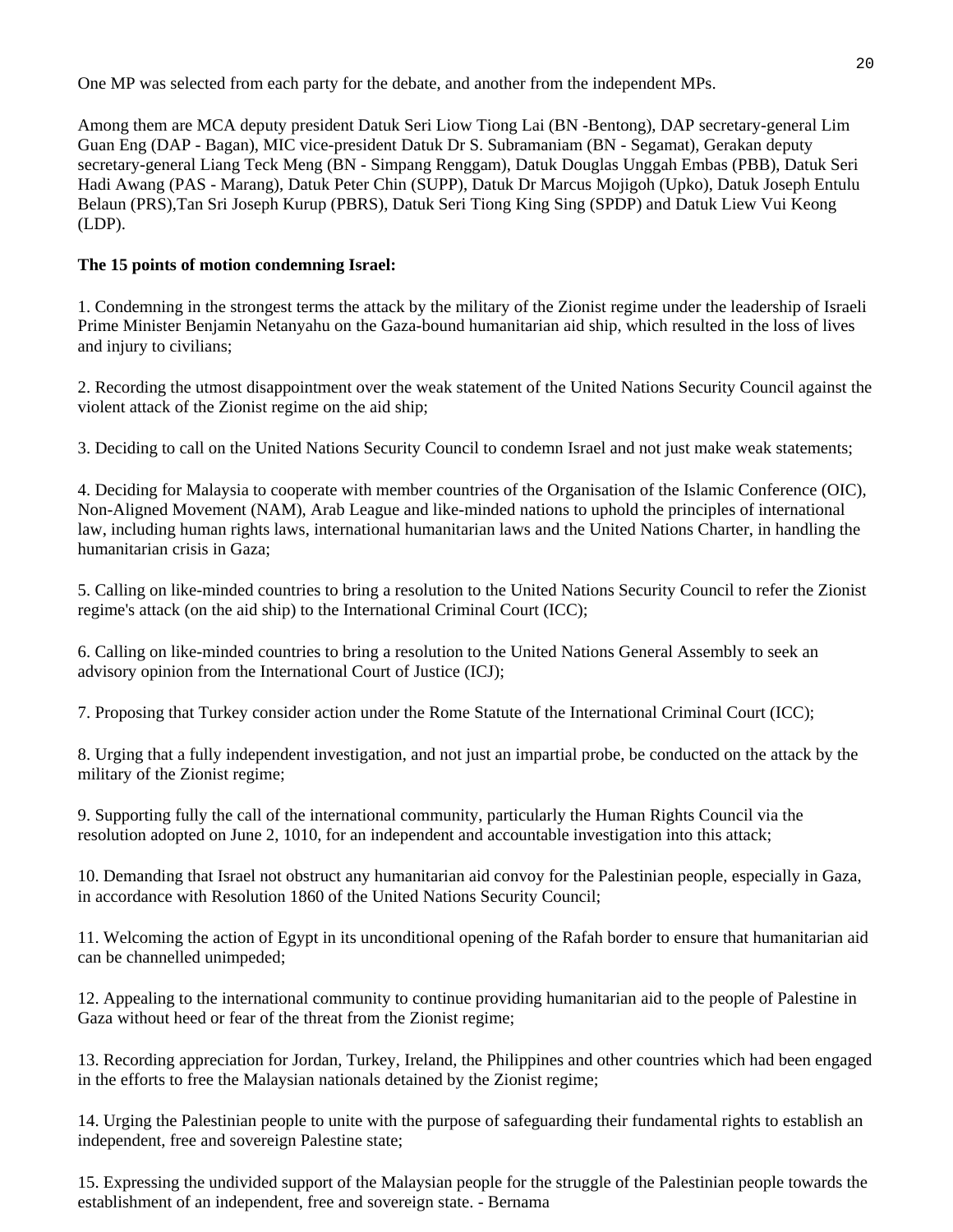One MP was selected from each party for the debate, and another from the independent MPs.

Among them are MCA deputy president Datuk Seri Liow Tiong Lai (BN -Bentong), DAP secretary-general Lim Guan Eng (DAP - Bagan), MIC vice-president Datuk Dr S. Subramaniam (BN - Segamat), Gerakan deputy secretary-general Liang Teck Meng (BN - Simpang Renggam), Datuk Douglas Unggah Embas (PBB), Datuk Seri Hadi Awang (PAS - Marang), Datuk Peter Chin (SUPP), Datuk Dr Marcus Mojigoh (Upko), Datuk Joseph Entulu Belaun (PRS),Tan Sri Joseph Kurup (PBRS), Datuk Seri Tiong King Sing (SPDP) and Datuk Liew Vui Keong (LDP).

**The 15 points of motion condemning Israel:**

1. Condemning in the strongest terms the attack by the military of the Zionist regime under the leadership of Israeli Prime Minister Benjamin Netanyahu on the Gaza-bound humanitarian aid ship, which resulted in the loss of lives and injury to civilians;

2. Recording the utmost disappointment over the weak statement of the United Nations Security Council against the violent attack of the Zionist regime on the aid ship;

3. Deciding to call on the United Nations Security Council to condemn Israel and not just make weak statements;

4. Deciding for Malaysia to cooperate with member countries of the Organisation of the Islamic Conference (OIC), Non-Aligned Movement (NAM), Arab League and like-minded nations to uphold the principles of international law, including human rights laws, international humanitarian laws and the United Nations Charter, in handling the humanitarian crisis in Gaza;

5. Calling on like-minded countries to bring a resolution to the United Nations Security Council to refer the Zionist regime's attack (on the aid ship) to the International Criminal Court (ICC);

6. Calling on like-minded countries to bring a resolution to the United Nations General Assembly to seek an advisory opinion from the International Court of Justice (ICJ);

7. Proposing that Turkey consider action under the Rome Statute of the International Criminal Court (ICC);

8. Urging that a fully independent investigation, and not just an impartial probe, be conducted on the attack by the military of the Zionist regime;

9. Supporting fully the call of the international community, particularly the Human Rights Council via the resolution adopted on June 2, 1010, for an independent and accountable investigation into this attack;

10. Demanding that Israel not obstruct any humanitarian aid convoy for the Palestinian people, especially in Gaza, in accordance with Resolution 1860 of the United Nations Security Council;

11. Welcoming the action of Egypt in its unconditional opening of the Rafah border to ensure that humanitarian aid can be channelled unimpeded;

12. Appealing to the international community to continue providing humanitarian aid to the people of Palestine in Gaza without heed or fear of the threat from the Zionist regime;

13. Recording appreciation for Jordan, Turkey, Ireland, the Philippines and other countries which had been engaged in the efforts to free the Malaysian nationals detained by the Zionist regime;

14. Urging the Palestinian people to unite with the purpose of safeguarding their fundamental rights to establish an independent, free and sovereign Palestine state;

15. Expressing the undivided support of the Malaysian people for the struggle of the Palestinian people towards the establishment of an independent, free and sovereign state. - Bernama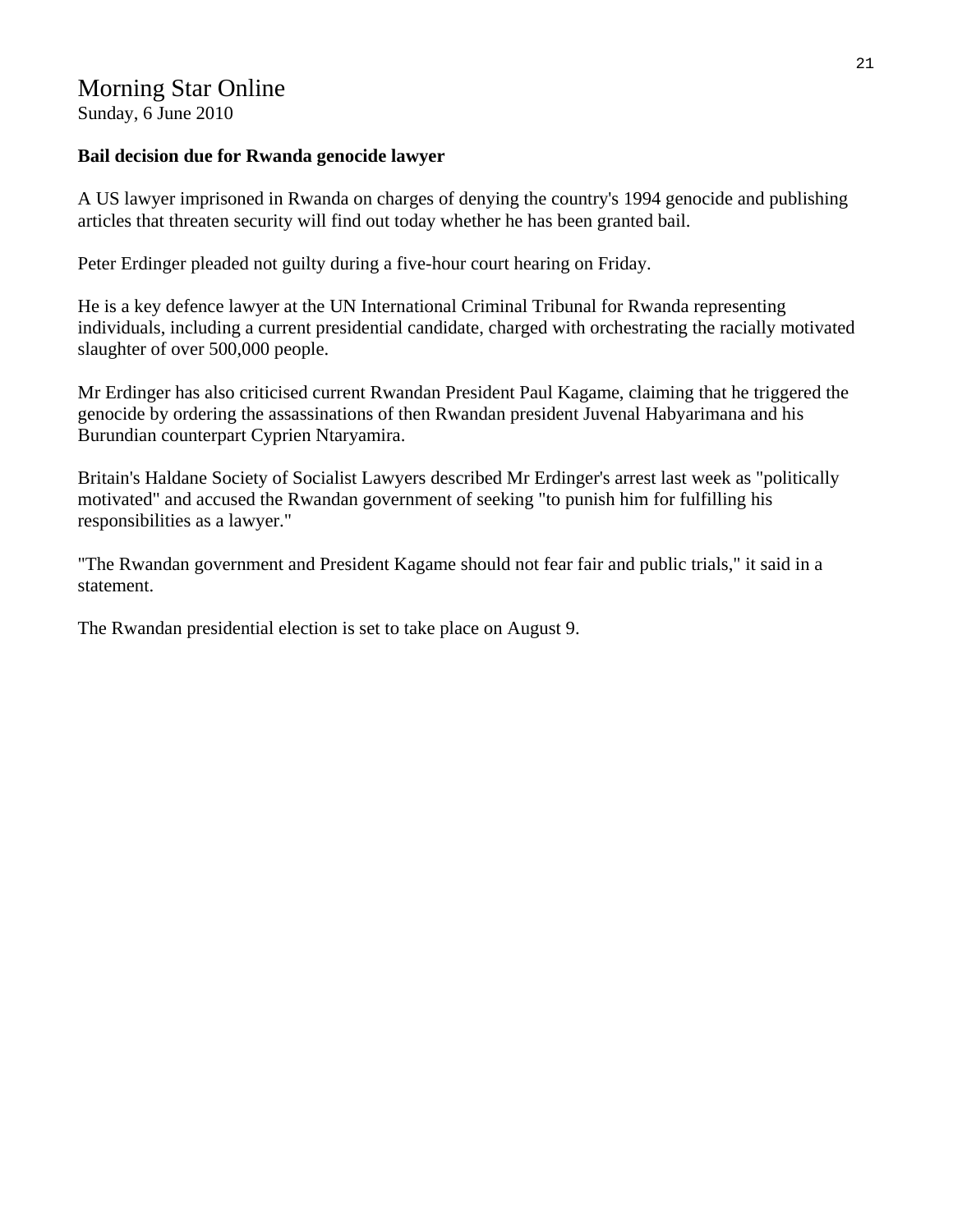# Morning Star Online

Sunday, 6 June 2010

**Bail decision due for Rwanda genocide lawyer**

A US lawyer imprisoned in Rwanda on charges of denying the country's 1994 genocide and publishing articles that threaten security will find out today whether he has been granted bail.

Peter Erdinger pleaded not guilty during a five-hour court hearing on Friday.

He is a key defence lawyer at the UN International Criminal Tribunal for Rwanda representing individuals, including a current presidential candidate, charged with orchestrating the racially motivated slaughter of over 500,000 people.

Mr Erdinger has also criticised current Rwandan President Paul Kagame, claiming that he triggered the genocide by ordering the assassinations of then Rwandan president Juvenal Habyarimana and his Burundian counterpart Cyprien Ntaryamira.

Britain's Haldane Society of Socialist Lawyers described Mr Erdinger's arrest last week as "politically motivated" and accused the Rwandan government of seeking "to punish him for fulfilling his responsibilities as a lawyer."

"The Rwandan government and President Kagame should not fear fair and public trials," it said in a statement.

The Rwandan presidential election is set to take place on August 9.